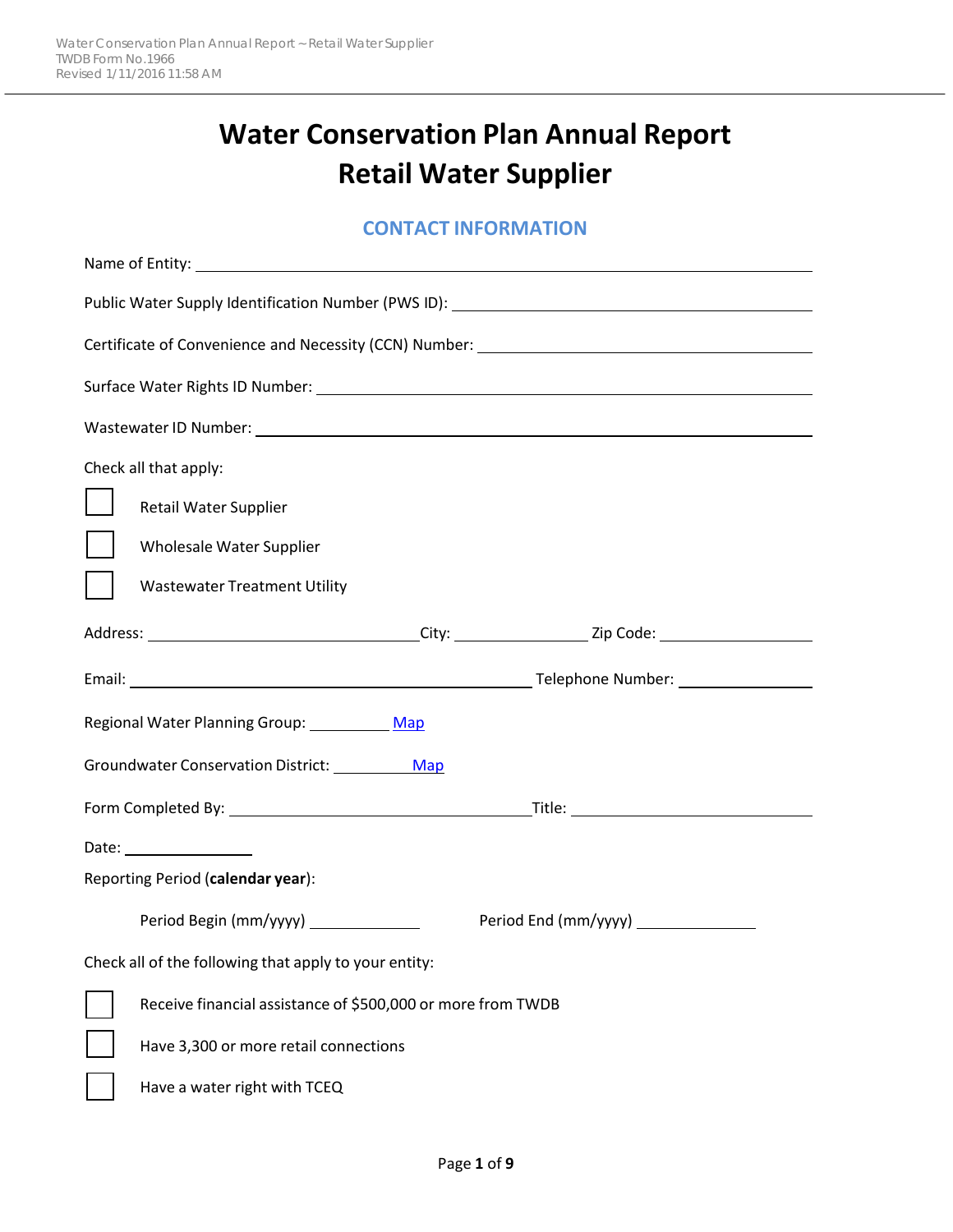# Water Conservation Plan Annual Report
# Retail Water Supplier

## CONTACT INFORMATION

Name of Entity: ______________________________

Public Water Supply Identification Number (PWS ID): ______________________________

Certificate of Convenience and Necessity (CCN) Number: ______________________________

Surface Water Rights ID Number: ______________________________

Wastewater ID Number: ______________________________

Check all that apply:

- [ ] Retail Water Supplier
- [ ] Wholesale Water Supplier
- [ ] Wastewater Treatment Utility

Address: ______________________________ City: ______________ Zip Code: ______________

Email: ______________________________ Telephone Number: ______________

Regional Water Planning Group: __________ Map

Groundwater Conservation District: __________ Map

Form Completed By: ______________________________ Title: ______________________________

Date: ______________

Reporting Period (**calendar year**):

Period Begin (mm/yyyy) ______________ Period End (mm/yyyy) ______________

Check all of the following that apply to your entity:

- [ ] Receive financial assistance of $500,000 or more from TWDB
- [ ] Have 3,300 or more retail connections
- [ ] Have a water right with TCEQ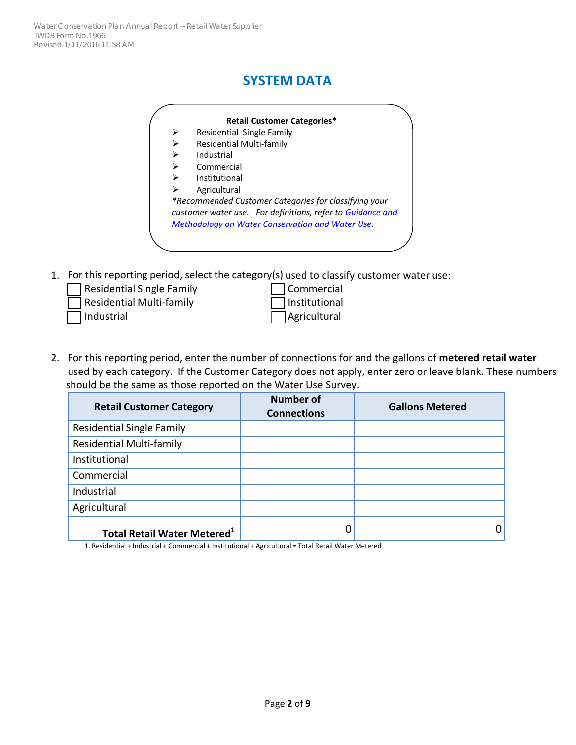# SYSTEM DATA

**Retail Customer Categories***

- Residential Single Family
- Residential Multi-family
- Industrial
- Commercial
- Institutional
- Agricultural

*\*Recommended Customer Categories for classifying your customer water use. For definitions, refer to [Guidance and Methodology on Water Conservation and Water Use](#).*

1. For this reporting period, select the category(s) used to classify customer water use:

   ☐ Residential Single Family
   ☐ Residential Multi-family
   ☐ Industrial
   ☐ Commercial
   ☐ Institutional
   ☐ Agricultural

2. For this reporting period, enter the number of connections for and the gallons of **metered retail water** used by each category. If the Customer Category does not apply, enter zero or leave blank. These numbers should be the same as those reported on the Water Use Survey.

| Retail Customer Category | Number of Connections | Gallons Metered |
|---|---|---|
| Residential Single Family | | |
| Residential Multi-family | | |
| Institutional | | |
| Commercial | | |
| Industrial | | |
| Agricultural | | |
| **Total Retail Water Metered[1]** | 0 | 0 |

1. Residential + Industrial + Commercial + Institutional + Agricultural = Total Retail Water Metered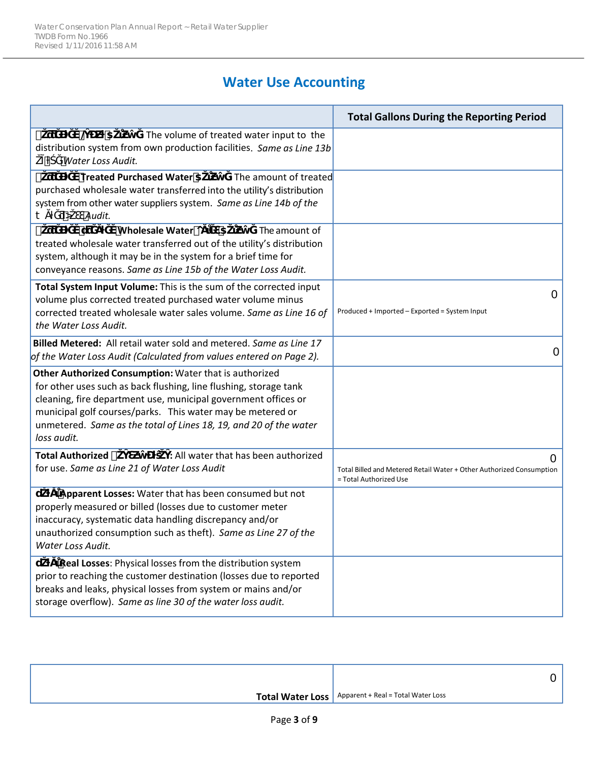# Water Use Accounting

| | Total Gallons During the Reporting Period |
|---|---|
| **Corrected Input Volume:** The volume of treated water input to the distribution system from own production facilities. *Same as Line 13b of the Water Loss Audit.* | |
| **Corrected Treated Purchased Water Volume:** The amount of treated purchased wholesale water transferred into the utility's distribution system from other water suppliers system. *Same as Line 14b of the Water Loss Audit.* | |
| **Corrected Treated Wholesale Water Sales Volume:** The amount of treated wholesale water transferred out of the utility's distribution system, although it may be in the system for a brief time for conveyance reasons. *Same as Line 15b of the Water Loss Audit.* | |
| **Total System Input Volume:** This is the sum of the corrected input volume plus corrected treated purchased water volume minus corrected treated wholesale water sales volume. *Same as Line 16 of the Water Loss Audit.* | 0<br>Produced + Imported – Exported = System Input |
| **Billed Metered:** All retail water sold and metered. *Same as Line 17 of the Water Loss Audit (Calculated from values entered on Page 2).* | 0 |
| **Other Authorized Consumption:** Water that is authorized for other uses such as back flushing, line flushing, storage tank cleaning, fire department use, municipal government offices or municipal golf courses/parks. This water may be metered or unmetered. *Same as the total of Lines 18, 19, and 20 of the water loss audit.* | |
| **Total Authorized Consumption:** All water that has been authorized for use. *Same as Line 21 of Water Loss Audit* | 0<br>Total Billed and Metered Retail Water + Other Authorized Consumption = Total Authorized Use |
| **Total Apparent Losses:** Water that has been consumed but not properly measured or billed (losses due to customer meter inaccuracy, systematic data handling discrepancy and/or unauthorized consumption such as theft). *Same as Line 27 of the Water Loss Audit.* | |
| **Total Real Losses**: Physical losses from the distribution system prior to reaching the customer destination (losses due to reported breaks and leaks, physical losses from system or mains and/or storage overflow). *Same as line 30 of the water loss audit.* | |

| | |
|---|---|
| **Total Water Loss** | 0<br>Apparent + Real = Total Water Loss |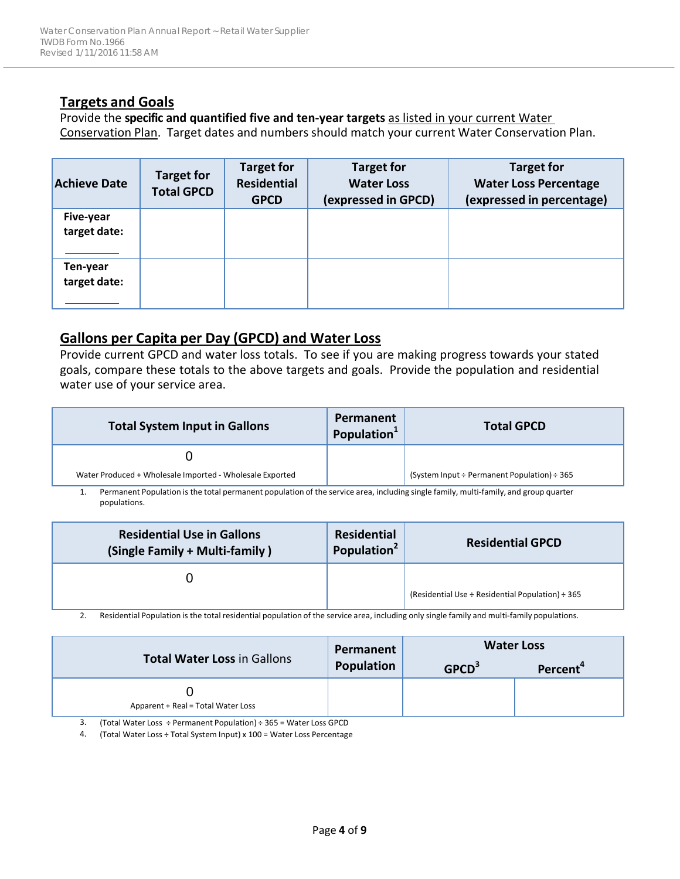## Targets and Goals

Provide the **specific and quantified five and ten-year targets** as listed in your current Water Conservation Plan. Target dates and numbers should match your current Water Conservation Plan.

| Achieve Date | Target for Total GPCD | Target for Residential GPCD | Target for Water Loss (expressed in GPCD) | Target for Water Loss Percentage (expressed in percentage) |
|---|---|---|---|---|
| Five-year target date: ________ | | | | |
| Ten-year target date: ________ | | | | |

## Gallons per Capita per Day (GPCD) and Water Loss

Provide current GPCD and water loss totals. To see if you are making progress towards your stated goals, compare these totals to the above targets and goals. Provide the population and residential water use of your service area.

| Total System Input in Gallons | Permanent Population[1] | Total GPCD |
|---|---|---|
| 0<br>Water Produced + Wholesale Imported - Wholesale Exported | | (System Input ÷ Permanent Population) ÷ 365 |

1. Permanent Population is the total permanent population of the service area, including single family, multi-family, and group quarter populations.

| Residential Use in Gallons (Single Family + Multi-family ) | Residential Population[2] | Residential GPCD |
|---|---|---|
| 0 | | (Residential Use ÷ Residential Population) ÷ 365 |

2. Residential Population is the total residential population of the service area, including only single family and multi-family populations.

| Total Water Loss in Gallons | Permanent Population | Water Loss | |
|---|---|---|---|
| | | GPCD[3] | Percent[4] |
| 0<br>Apparent + Real = Total Water Loss | | | |

3. (Total Water Loss ÷ Permanent Population) ÷ 365 = Water Loss GPCD
4. (Total Water Loss ÷ Total System Input) x 100 = Water Loss Percentage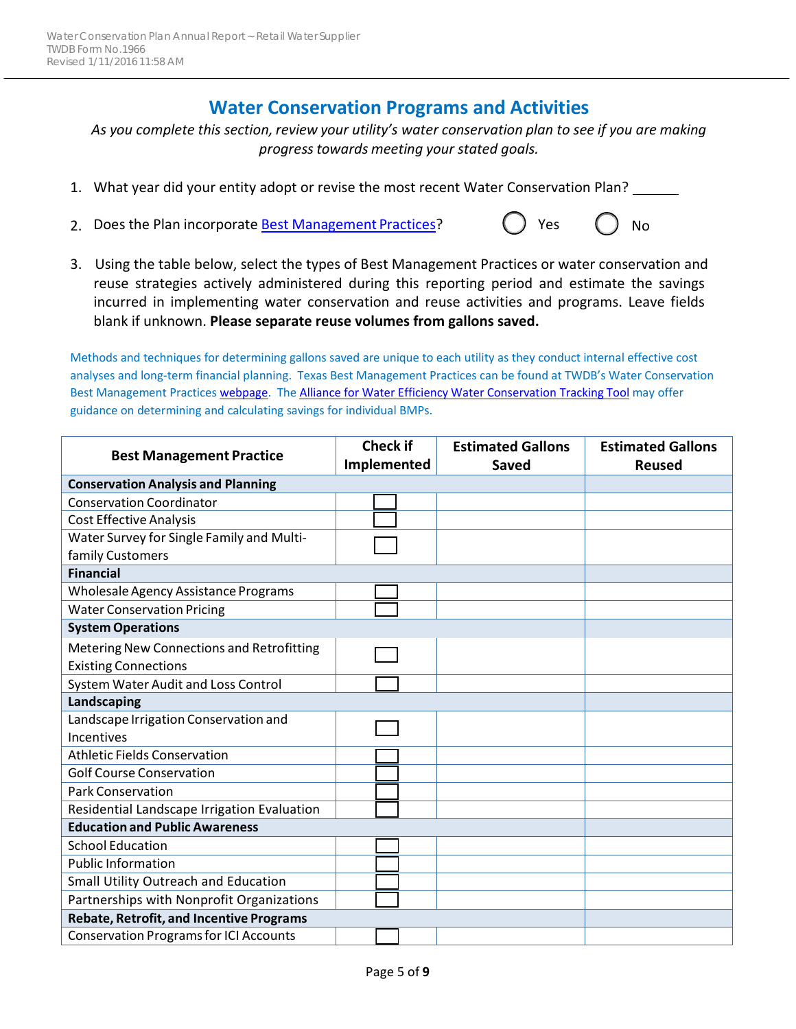## Water Conservation Programs and Activities

*As you complete this section, review your utility's water conservation plan to see if you are making progress towards meeting your stated goals.*

1. What year did your entity adopt or revise the most recent Water Conservation Plan? ______

2. Does the Plan incorporate [Best Management Practices](#)? ◯ Yes ◯ No

3. Using the table below, select the types of Best Management Practices or water conservation and reuse strategies actively administered during this reporting period and estimate the savings incurred in implementing water conservation and reuse activities and programs. Leave fields blank if unknown. **Please separate reuse volumes from gallons saved.**

Methods and techniques for determining gallons saved are unique to each utility as they conduct internal effective cost analyses and long-term financial planning. Texas Best Management Practices can be found at TWDB's Water Conservation Best Management Practices [webpage](#). The [Alliance for Water Efficiency Water Conservation Tracking Tool](#) may offer guidance on determining and calculating savings for individual BMPs.

| Best Management Practice | Check if Implemented | Estimated Gallons Saved | Estimated Gallons Reused |
|---|---|---|---|
| **Conservation Analysis and Planning** | | | |
| Conservation Coordinator | ☐ | | |
| Cost Effective Analysis | ☐ | | |
| Water Survey for Single Family and Multi-family Customers | ☐ | | |
| **Financial** | | | |
| Wholesale Agency Assistance Programs | ☐ | | |
| Water Conservation Pricing | ☐ | | |
| **System Operations** | | | |
| Metering New Connections and Retrofitting Existing Connections | ☐ | | |
| System Water Audit and Loss Control | ☐ | | |
| **Landscaping** | | | |
| Landscape Irrigation Conservation and Incentives | ☐ | | |
| Athletic Fields Conservation | ☐ | | |
| Golf Course Conservation | ☐ | | |
| Park Conservation | ☐ | | |
| Residential Landscape Irrigation Evaluation | ☐ | | |
| **Education and Public Awareness** | | | |
| School Education | ☐ | | |
| Public Information | ☐ | | |
| Small Utility Outreach and Education | ☐ | | |
| Partnerships with Nonprofit Organizations | ☐ | | |
| **Rebate, Retrofit, and Incentive Programs** | | | |
| Conservation Programs for ICI Accounts | ☐ | | |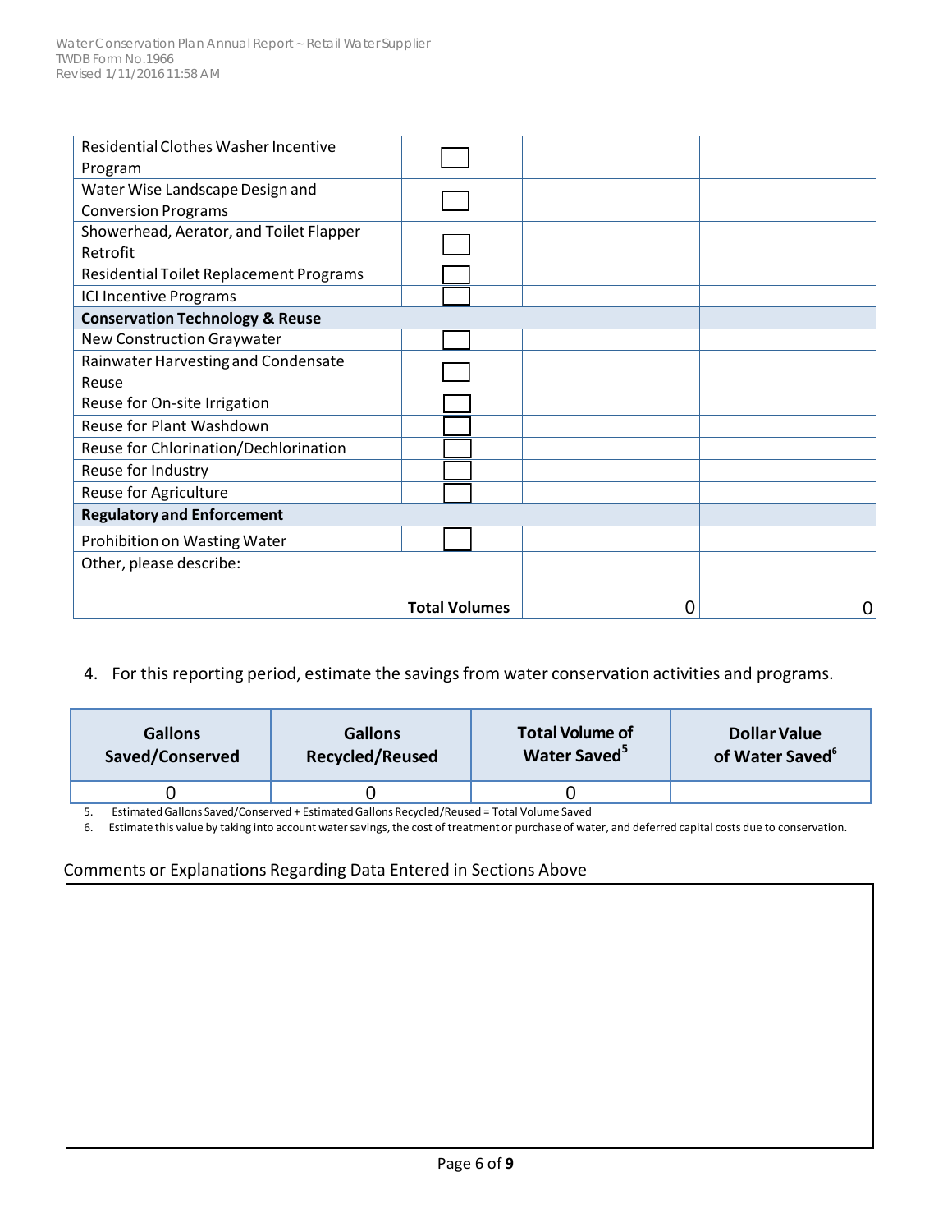| | | | |
|---|---|---|---|
| Residential Clothes Washer Incentive Program | ☐ | | |
| Water Wise Landscape Design and Conversion Programs | ☐ | | |
| Showerhead, Aerator, and Toilet Flapper Retrofit | ☐ | | |
| Residential Toilet Replacement Programs | ☐ | | |
| ICI Incentive Programs | ☐ | | |
| **Conservation Technology & Reuse** | | | |
| New Construction Graywater | ☐ | | |
| Rainwater Harvesting and Condensate Reuse | ☐ | | |
| Reuse for On-site Irrigation | ☐ | | |
| Reuse for Plant Washdown | ☐ | | |
| Reuse for Chlorination/Dechlorination | ☐ | | |
| Reuse for Industry | ☐ | | |
| Reuse for Agriculture | ☐ | | |
| **Regulatory and Enforcement** | | | |
| Prohibition on Wasting Water | ☐ | | |
| Other, please describe: | | | |
| | **Total Volumes** | 0 | 0 |

4. For this reporting period, estimate the savings from water conservation activities and programs.

| Gallons Saved/Conserved | Gallons Recycled/Reused | Total Volume of Water Saved[5] | Dollar Value of Water Saved[6] |
|---|---|---|---|
| 0 | 0 | 0 | |

5. Estimated Gallons Saved/Conserved + Estimated Gallons Recycled/Reused = Total Volume Saved
6. Estimate this value by taking into account water savings, the cost of treatment or purchase of water, and deferred capital costs due to conservation.

Comments or Explanations Regarding Data Entered in Sections Above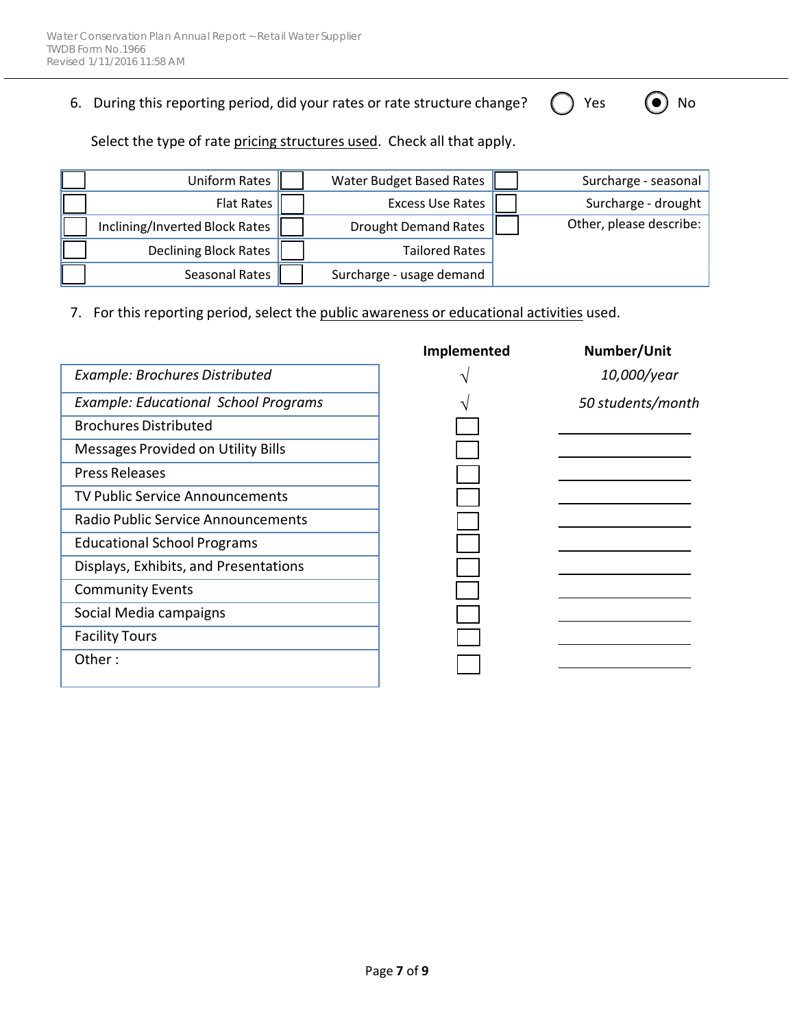6. During this period, did your rates or rate structure change? ◯ Yes ◉ No

   Select the type of rate pricing structures used. Check all that apply.

| | | |
|---|---|---|
| ☐ Uniform Rates | ☐ Water Budget Based Rates | ☐ Surcharge - seasonal |
| ☐ Flat Rates | ☐ Excess Use Rates | ☐ Surcharge - drought |
| ☐ Inclining/Inverted Block Rates | ☐ Drought Demand Rates | ☐ Other, please describe: |
| ☐ Declining Block Rates | ☐ Tailored Rates | |
| ☐ Seasonal Rates | ☐ Surcharge - usage demand | |

7. For this reporting period, select the public awareness or educational activities used.

| | Implemented | Number/Unit |
|---|---|---|
| *Example: Brochures Distributed* | √ | *10,000/year* |
| *Example: Educational School Programs* | √ | *50 students/month* |
| Brochures Distributed | ☐ | |
| Messages Provided on Utility Bills | ☐ | |
| Press Releases | ☐ | |
| TV Public Service Announcements | ☐ | |
| Radio Public Service Announcements | ☐ | |
| Educational School Programs | ☐ | |
| Displays, Exhibits, and Presentations | ☐ | |
| Community Events | ☐ | |
| Social Media campaigns | ☐ | |
| Facility Tours | ☐ | |
| Other : | ☐ | |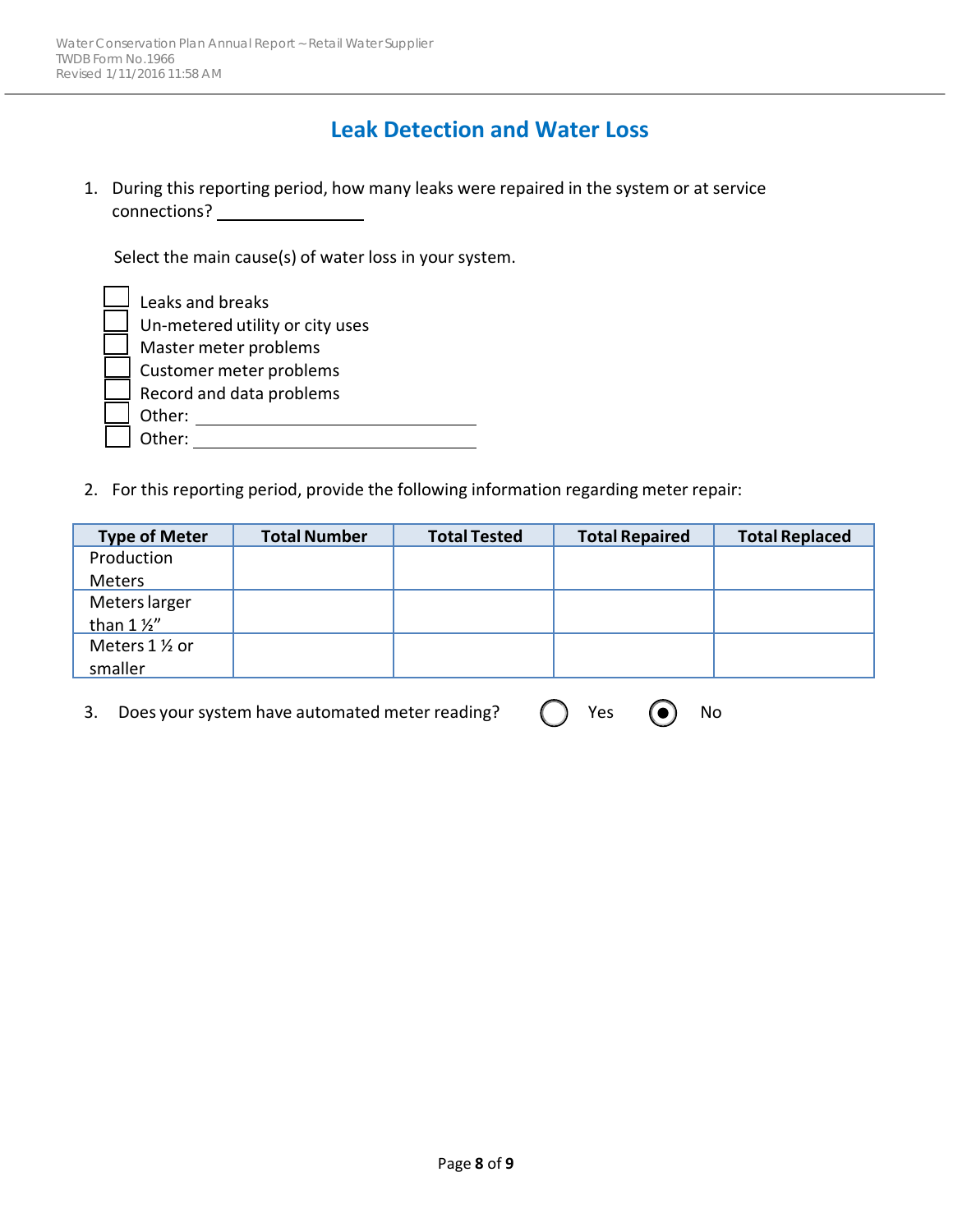## Leak Detection and Water Loss

1. During this reporting period, how many leaks were repaired in the system or at service connections? ________________

   Select the main cause(s) of water loss in your system.

   - [ ] Leaks and breaks
   - [ ] Un-metered utility or city uses
   - [ ] Master meter problems
   - [ ] Customer meter problems
   - [ ] Record and data problems
   - [ ] Other: ________________________________
   - [ ] Other: ________________________________

2. For this reporting period, provide the following information regarding meter repair:

| Type of Meter | Total Number | Total Tested | Total Repaired | Total Replaced |
|---|---|---|---|---|
| Production Meters | | | | |
| Meters larger than 1 ½" | | | | |
| Meters 1 ½ or smaller | | | | |

3. Does your system have automated meter reading? ○ Yes ◉ No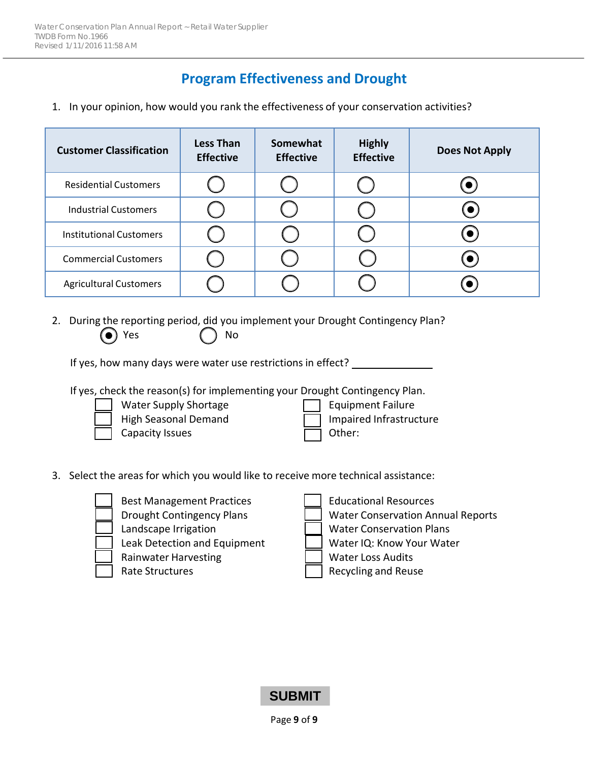## Program Effectiveness and Drought

1. In your opinion, how would you rank the effectiveness of your conservation activities?

| Customer Classification | Less Than Effective | Somewhat Effective | Highly Effective | Does Not Apply |
|---|---|---|---|---|
| Residential Customers | ○ | ○ | ○ | ◉ |
| Industrial Customers | ○ | ○ | ○ | ◉ |
| Institutional Customers | ○ | ○ | ○ | ◉ |
| Commercial Customers | ○ | ○ | ○ | ◉ |
| Agricultural Customers | ○ | ○ | ○ | ◉ |

2. During the reporting period, did you implement your Drought Contingency Plan?

   ◉ Yes ○ No

   If yes, how many days were water use restrictions in effect? ______________

   If yes, check the reason(s) for implementing your Drought Contingency Plan.

   - ☐ Water Supply Shortage
   - ☐ High Seasonal Demand
   - ☐ Capacity Issues
   - ☐ Equipment Failure
   - ☐ Impaired Infrastructure
   - ☐ Other:

3. Select the areas for which you would like to receive more technical assistance:

   - ☐ Best Management Practices
   - ☐ Drought Contingency Plans
   - ☐ Landscape Irrigation
   - ☐ Leak Detection and Equipment
   - ☐ Rainwater Harvesting
   - ☐ Rate Structures
   - ☐ Educational Resources
   - ☐ Water Conservation Annual Reports
   - ☐ Water Conservation Plans
   - ☐ Water IQ: Know Your Water
   - ☐ Water Loss Audits
   - ☐ Recycling and Reuse

SUBMIT